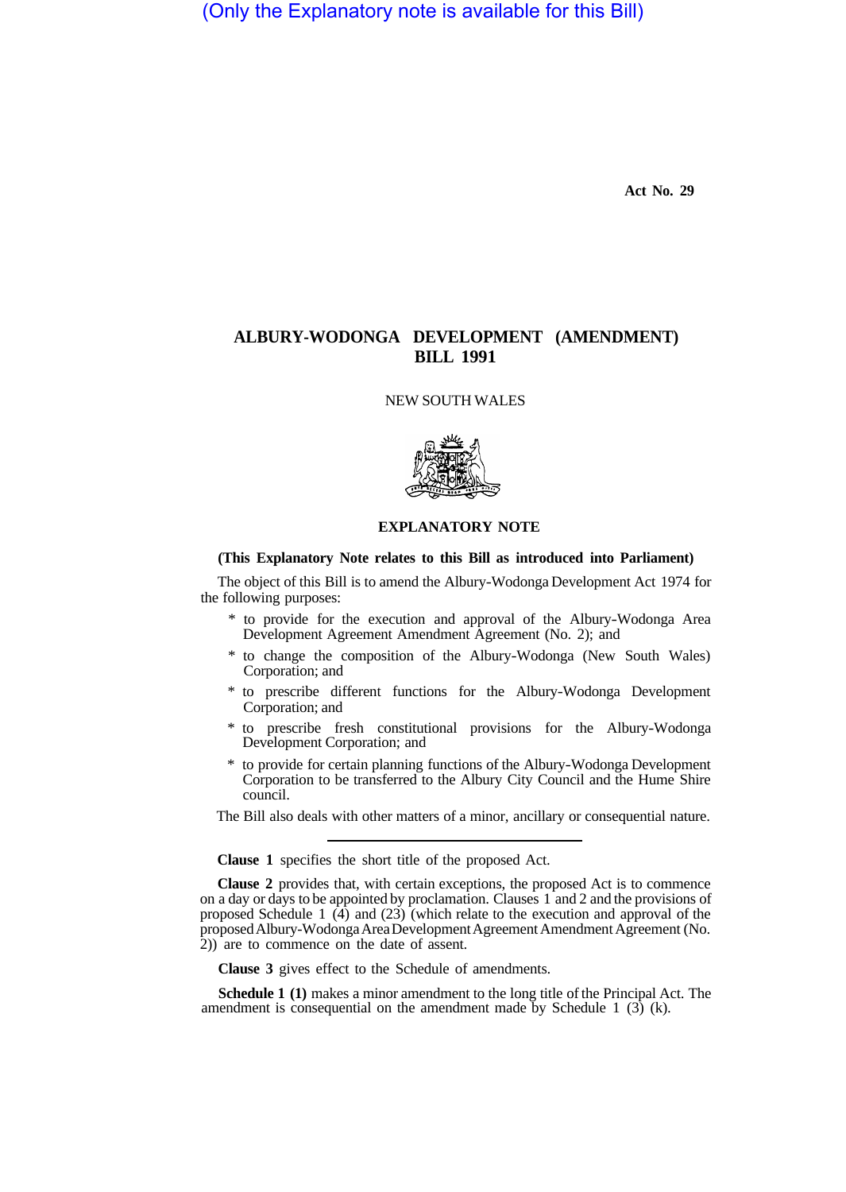(Only the Explanatory note is available for this Bill)

**Act No. 29**

# ALBURY-WODONGA DEVELOPMENT (AMENDMENT) BILL 1991

NEW SOUTH WALES

## EXPLANATORY NOTE

**(This Explanatory Note relates to this Bill as introduced into Parliament)**

The object of this Bill is to amend the Albury-Wodonga Development Act 1974 for the following purposes:

- to provide for the execution and approval of the Albury-Wodonga Area Development Agreement Amendment Agreement (No. 2); and
- to change the composition of the Albury-Wodonga (New South Wales) Corporation; and
- to prescribe different functions for the Albury-Wodonga Development Corporation; and
- to prescribe fresh constitutional provisions for the Albury-Wodonga Development Corporation; and
- to provide for certain planning functions of the Albury-Wodonga Development Corporation to be transferred to the Albury City Council and the Hume Shire council.

The Bill also deals with other matters of a minor, ancillary or consequential nature.

---

**Clause 1** specifies the short title of the proposed Act.

**Clause 2** provides that, with certain exceptions, the proposed Act is to commence on a day or days to be appointed by proclamation. Clauses 1 and 2 and the provisions of proposed Schedule 1 (4) and (23) (which relate to the execution and approval of the proposed Albury-Wodonga Area Development Agreement Amendment Agreement (No. 2)) are to commence on the date of assent.

**Clause 3** gives effect to the Schedule of amendments.

**Schedule 1 (1)** makes a minor amendment to the long title of the Principal Act. The amendment is consequential on the amendment made by Schedule 1 (3) (k).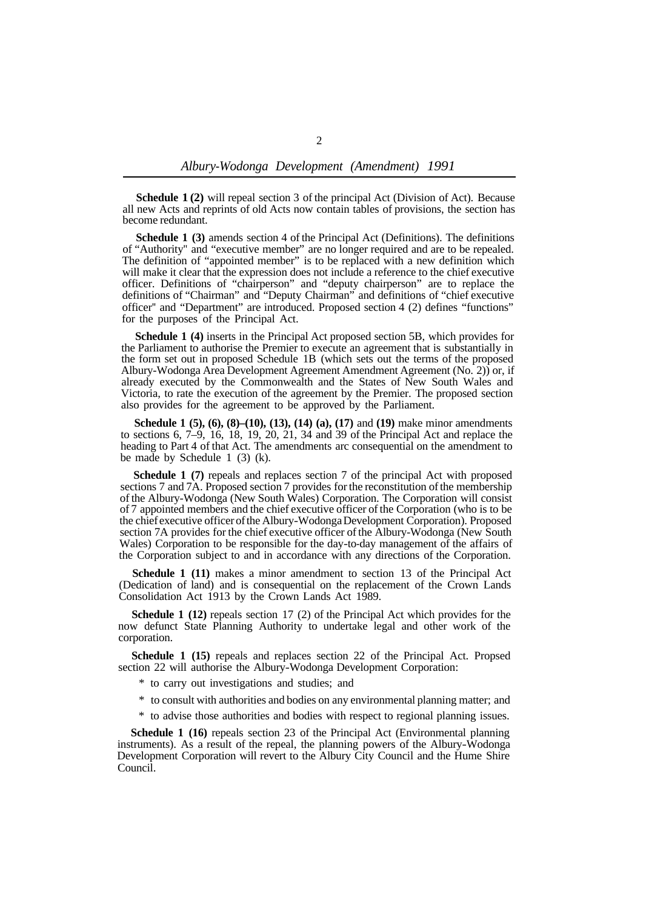**Schedule 1 (2)** will repeal section 3 of the principal Act (Division of Act). Because all new Acts and reprints of old Acts now contain tables of provisions, the section has become redundant.

**Schedule 1 (3)** amends section 4 of the Principal Act (Definitions). The definitions of "Authority" and "executive member" are no longer required and are to be repealed. The definition of "appointed member" is to be replaced with a new definition which will make it clear that the expression does not include a reference to the chief executive officer. Definitions of "chairperson" and "deputy chairperson" are to replace the definitions of "Chairman" and "Deputy Chairman" and definitions of "chief executive officer" and "Department" are introduced. Proposed section 4 (2) defines "functions" for the purposes of the Principal Act.

**Schedule 1 (4)** inserts in the Principal Act proposed section 5B, which provides for the Parliament to authorise the Premier to execute an agreement that is substantially in the form set out in proposed Schedule 1B (which sets out the terms of the proposed Albury-Wodonga Area Development Agreement Amendment Agreement (No. 2)) or, if already executed by the Commonwealth and the States of New South Wales and Victoria, to rate the execution of the agreement by the Premier. The proposed section also provides for the agreement to be approved by the Parliament.

**Schedule 1 (5), (6), (8)–(10), (13), (14) (a), (17)** and **(19)** make minor amendments to sections 6, 7–9, 16, 18, 19, 20, 21, 34 and 39 of the Principal Act and replace the heading to Part 4 of that Act. The amendments arc consequential on the amendment to be made by Schedule 1 (3) (k).

**Schedule 1 (7)** repeals and replaces section 7 of the principal Act with proposed sections 7 and 7A. Proposed section 7 provides for the reconstitution of the membership of the Albury-Wodonga (New South Wales) Corporation. The Corporation will consist of 7 appointed members and the chief executive officer of the Corporation (who is to be the chief executive officer of the Albury-Wodonga Development Corporation). Proposed section 7A provides for the chief executive officer of the Albury-Wodonga (New South Wales) Corporation to be responsible for the day-to-day management of the affairs of the Corporation subject to and in accordance with any directions of the Corporation.

**Schedule 1 (11)** makes a minor amendment to section 13 of the Principal Act (Dedication of land) and is consequential on the replacement of the Crown Lands Consolidation Act 1913 by the Crown Lands Act 1989.

**Schedule 1 (12)** repeals section 17 (2) of the Principal Act which provides for the now defunct State Planning Authority to undertake legal and other work of the corporation.

**Schedule 1 (15)** repeals and replaces section 22 of the Principal Act. Propsed section 22 will authorise the Albury-Wodonga Development Corporation:

- to carry out investigations and studies; and
- to consult with authorities and bodies on any environmental planning matter; and
- to advise those authorities and bodies with respect to regional planning issues.

**Schedule 1 (16)** repeals section 23 of the Principal Act (Environmental planning instruments). As a result of the repeal, the planning powers of the Albury-Wodonga Development Corporation will revert to the Albury City Council and the Hume Shire Council.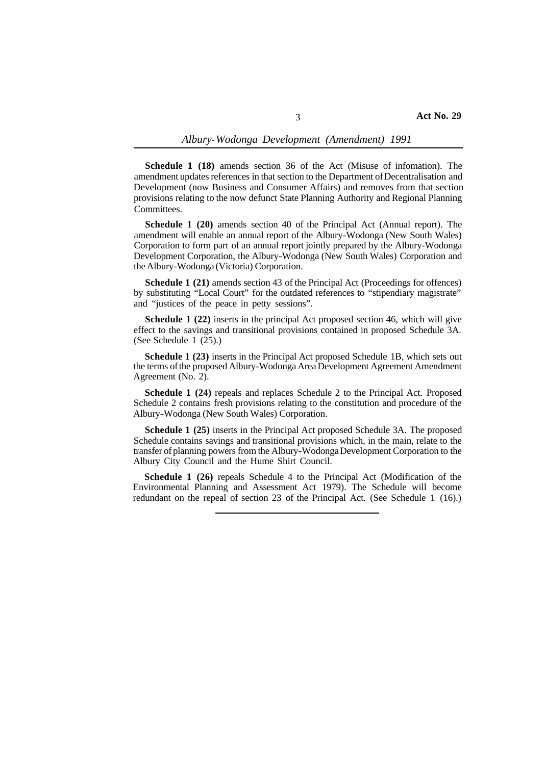**Schedule 1 (18)** amends section 36 of the Act (Misuse of infomation). The amendment updates references in that section to the Department of Decentralisation and Development (now Business and Consumer Affairs) and removes from that section provisions relating to the now defunct State Planning Authority and Regional Planning Committees.

**Schedule 1 (20)** amends section 40 of the Principal Act (Annual report). The amendment will enable an annual report of the Albury-Wodonga (New South Wales) Corporation to form part of an annual report jointly prepared by the Albury-Wodonga Development Corporation, the Albury-Wodonga (New South Wales) Corporation and the Albury-Wodonga (Victoria) Corporation.

**Schedule 1 (21)** amends section 43 of the Principal Act (Proceedings for offences) by substituting "Local Court" for the outdated references to "stipendiary magistrate" and "justices of the peace in petty sessions".

**Schedule 1 (22)** inserts in the principal Act proposed section 46, which will give effect to the savings and transitional provisions contained in proposed Schedule 3A. (See Schedule 1 (25).)

**Schedule 1 (23)** inserts in the Principal Act proposed Schedule 1B, which sets out the terms of the proposed Albury-Wodonga Area Development Agreement Amendment Agreement (No. 2).

**Schedule 1 (24)** repeals and replaces Schedule 2 to the Principal Act. Proposed Schedule 2 contains fresh provisions relating to the constitution and procedure of the Albury-Wodonga (New South Wales) Corporation.

**Schedule 1 (25)** inserts in the Principal Act proposed Schedule 3A. The proposed Schedule contains savings and transitional provisions which, in the main, relate to the transfer of planning powers from the Albury-Wodonga Development Corporation to the Albury City Council and the Hume Shirt Council.

**Schedule 1 (26)** repeals Schedule 4 to the Principal Act (Modification of the Environmental Planning and Assessment Act 1979). The Schedule will become redundant on the repeal of section 23 of the Principal Act. (See Schedule 1 (16).)